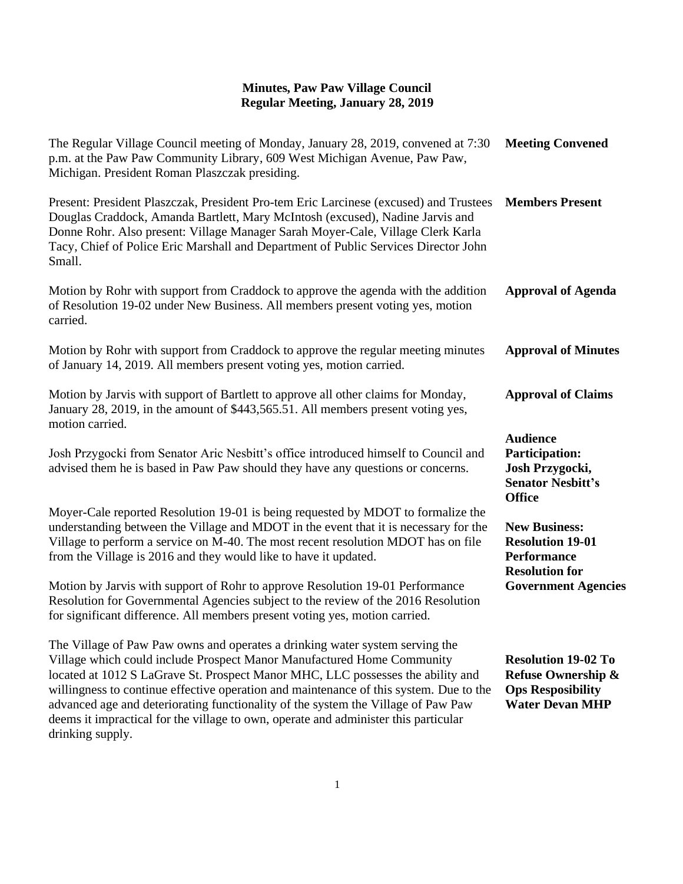# Minutes, Paw Paw Village Council
## Regular Meeting, January 28, 2019

**Meeting Convened**

The Regular Village Council meeting of Monday, January 28, 2019, convened at 7:30 p.m. at the Paw Paw Community Library, 609 West Michigan Avenue, Paw Paw, Michigan. President Roman Plaszczak presiding.

**Members Present**

Present: President Plaszczak, President Pro-tem Eric Larcinese (excused) and Trustees Douglas Craddock, Amanda Bartlett, Mary McIntosh (excused), Nadine Jarvis and Donne Rohr. Also present: Village Manager Sarah Moyer-Cale, Village Clerk Karla Tacy, Chief of Police Eric Marshall and Department of Public Services Director John Small.

**Approval of Agenda**

Motion by Rohr with support from Craddock to approve the agenda with the addition of Resolution 19-02 under New Business. All members present voting yes, motion carried.

**Approval of Minutes**

Motion by Rohr with support from Craddock to approve the regular meeting minutes of January 14, 2019. All members present voting yes, motion carried.

**Approval of Claims**

Motion by Jarvis with support of Bartlett to approve all other claims for Monday, January 28, 2019, in the amount of $443,565.51. All members present voting yes, motion carried.

**Audience Participation: Josh Przygocki, Senator Nesbitt's Office**

Josh Przygocki from Senator Aric Nesbitt's office introduced himself to Council and advised them he is based in Paw Paw should they have any questions or concerns.

**New Business: Resolution 19-01 Performance Resolution for Government Agencies**

Moyer-Cale reported Resolution 19-01 is being requested by MDOT to formalize the understanding between the Village and MDOT in the event that it is necessary for the Village to perform a service on M-40. The most recent resolution MDOT has on file from the Village is 2016 and they would like to have it updated.

Motion by Jarvis with support of Rohr to approve Resolution 19-01 Performance Resolution for Governmental Agencies subject to the review of the 2016 Resolution for significant difference. All members present voting yes, motion carried.

**Resolution 19-02 To Refuse Ownership & Ops Resposibility Water Devan MHP**

The Village of Paw Paw owns and operates a drinking water system serving the Village which could include Prospect Manor Manufactured Home Community located at 1012 S LaGrave St. Prospect Manor MHC, LLC possesses the ability and willingness to continue effective operation and maintenance of this system. Due to the advanced age and deteriorating functionality of the system the Village of Paw Paw deems it impractical for the village to own, operate and administer this particular drinking supply.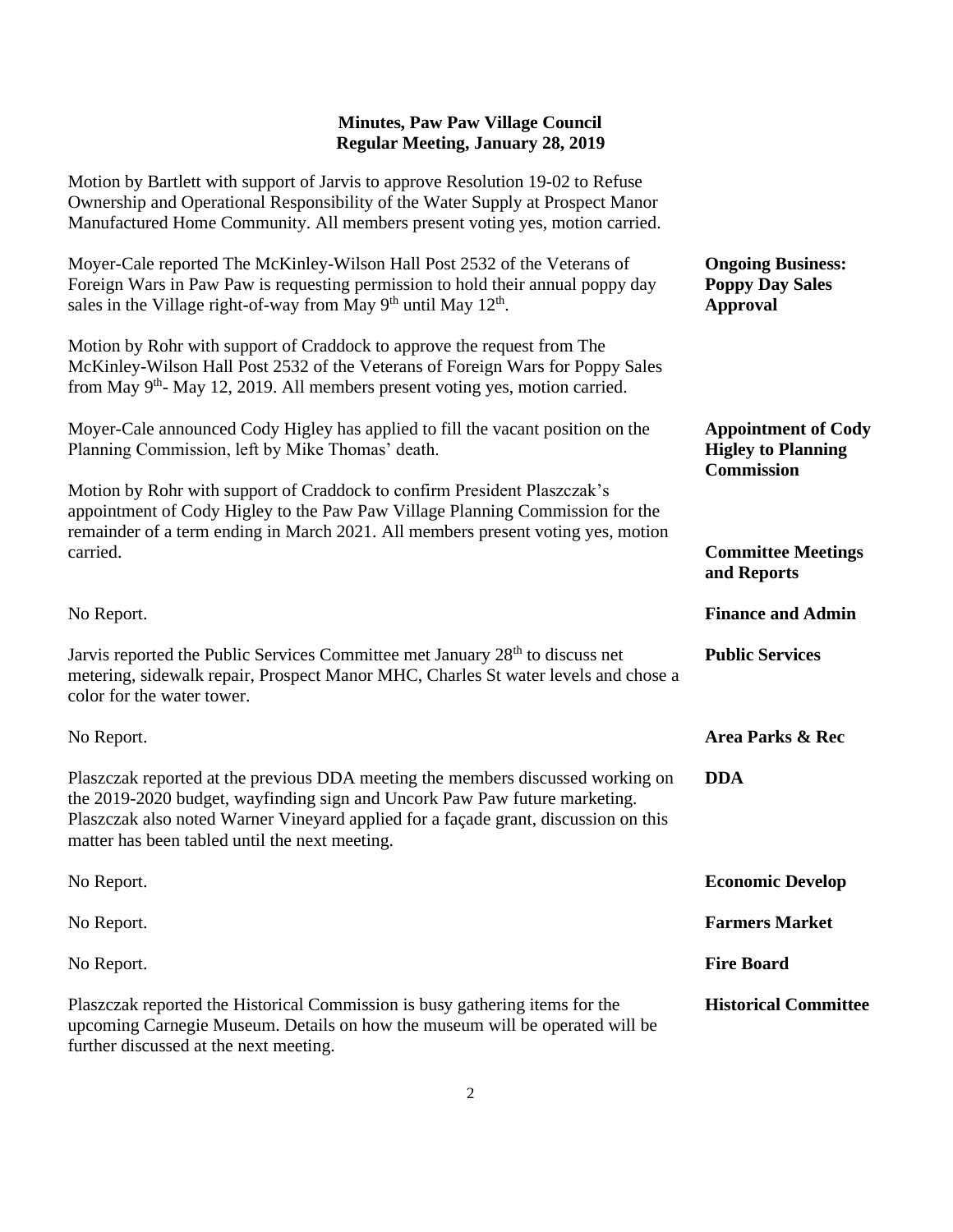# Minutes, Paw Paw Village Council
## Regular Meeting, January 28, 2019

Motion by Bartlett with support of Jarvis to approve Resolution 19-02 to Refuse Ownership and Operational Responsibility of the Water Supply at Prospect Manor Manufactured Home Community. All members present voting yes, motion carried.

**Ongoing Business: Poppy Day Sales Approval**

Moyer-Cale reported The McKinley-Wilson Hall Post 2532 of the Veterans of Foreign Wars in Paw Paw is requesting permission to hold their annual poppy day sales in the Village right-of-way from May 9th until May 12th.

Motion by Rohr with support of Craddock to approve the request from The McKinley-Wilson Hall Post 2532 of the Veterans of Foreign Wars for Poppy Sales from May 9th- May 12, 2019. All members present voting yes, motion carried.

**Appointment of Cody Higley to Planning Commission**

Moyer-Cale announced Cody Higley has applied to fill the vacant position on the Planning Commission, left by Mike Thomas' death.

Motion by Rohr with support of Craddock to confirm President Plaszczak's appointment of Cody Higley to the Paw Paw Village Planning Commission for the remainder of a term ending in March 2021. All members present voting yes, motion carried.

**Committee Meetings and Reports**

**Finance and Admin**

No Report.

**Public Services**

Jarvis reported the Public Services Committee met January 28th to discuss net metering, sidewalk repair, Prospect Manor MHC, Charles St water levels and chose a color for the water tower.

**Area Parks & Rec**

No Report.

**DDA**

Plaszczak reported at the previous DDA meeting the members discussed working on the 2019-2020 budget, wayfinding sign and Uncork Paw Paw future marketing. Plaszczak also noted Warner Vineyard applied for a façade grant, discussion on this matter has been tabled until the next meeting.

**Economic Develop**

No Report.

**Farmers Market**

No Report.

**Fire Board**

No Report.

**Historical Committee**

Plaszczak reported the Historical Commission is busy gathering items for the upcoming Carnegie Museum. Details on how the museum will be operated will be further discussed at the next meeting.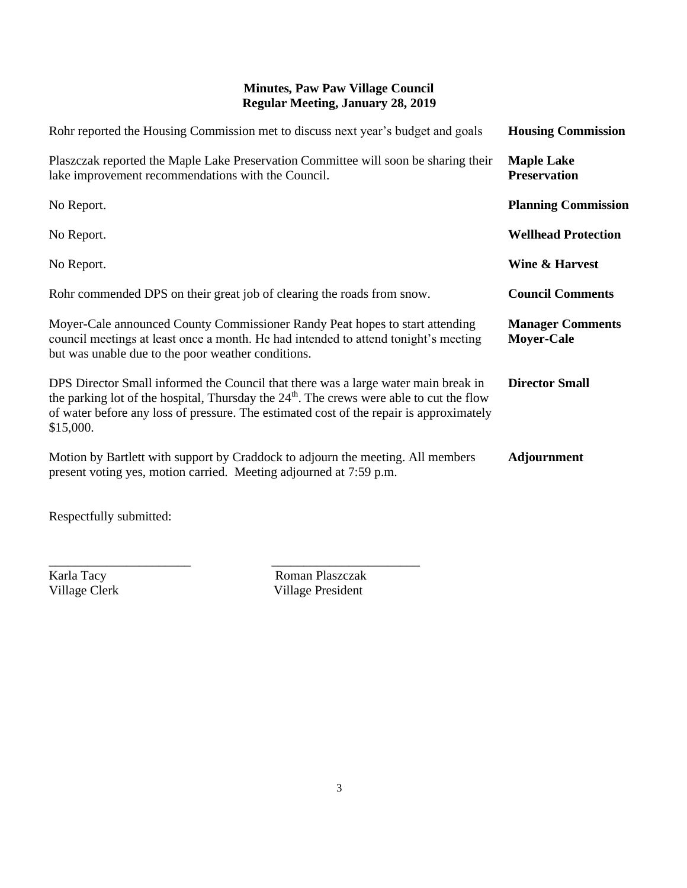**Minutes, Paw Paw Village Council**
**Regular Meeting, January 28, 2019**

| | |
|---|---|
| Rohr reported the Housing Commission met to discuss next year's budget and goals | **Housing Commission** |
| Plaszczak reported the Maple Lake Preservation Committee will soon be sharing their lake improvement recommendations with the Council. | **Maple Lake Preservation** |
| No Report. | **Planning Commission** |
| No Report. | **Wellhead Protection** |
| No Report. | **Wine & Harvest** |
| Rohr commended DPS on their great job of clearing the roads from snow. | **Council Comments** |
| Moyer-Cale announced County Commissioner Randy Peat hopes to start attending council meetings at least once a month. He had intended to attend tonight's meeting but was unable due to the poor weather conditions. | **Manager Comments Moyer-Cale** |
| DPS Director Small informed the Council that there was a large water main break in the parking lot of the hospital, Thursday the 24th. The crews were able to cut the flow of water before any loss of pressure. The estimated cost of the repair is approximately $15,000. | **Director Small** |
| Motion by Bartlett with support by Craddock to adjourn the meeting. All members present voting yes, motion carried. Meeting adjourned at 7:59 p.m. | **Adjournment** |

Respectfully submitted:

______________________ ______________________

Karla Tacy — Village Clerk

Roman Plaszczak — Village President